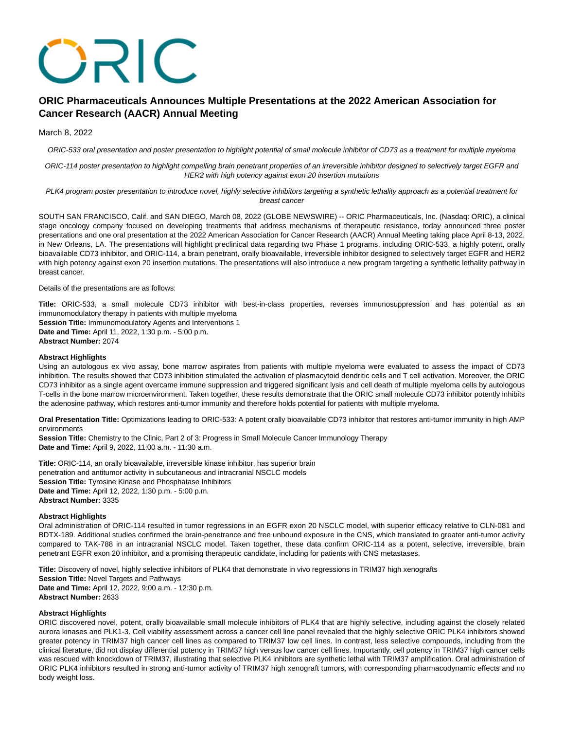# ORIC Pharmaceuticals Announces Multiple Presentations at the 2022 American Association for Cancer Research (AACR) Annual Meeting

March 8, 2022

*ORIC-533 oral presentation and poster presentation to highlight potential of small molecule inhibitor of CD73 as a treatment for multiple myeloma*

*ORIC-114 poster presentation to highlight compelling brain penetrant properties of an irreversible inhibitor designed to selectively target EGFR and HER2 with high potency against exon 20 insertion mutations*

*PLK4 program poster presentation to introduce novel, highly selective inhibitors targeting a synthetic lethality approach as a potential treatment for breast cancer*

SOUTH SAN FRANCISCO, Calif. and SAN DIEGO, March 08, 2022 (GLOBE NEWSWIRE) -- ORIC Pharmaceuticals, Inc. (Nasdaq: ORIC), a clinical stage oncology company focused on developing treatments that address mechanisms of therapeutic resistance, today announced three poster presentations and one oral presentation at the 2022 American Association for Cancer Research (AACR) Annual Meeting taking place April 8-13, 2022, in New Orleans, LA. The presentations will highlight preclinical data regarding two Phase 1 programs, including ORIC-533, a highly potent, orally bioavailable CD73 inhibitor, and ORIC-114, a brain penetrant, orally bioavailable, irreversible inhibitor designed to selectively target EGFR and HER2 with high potency against exon 20 insertion mutations. The presentations will also introduce a new program targeting a synthetic lethality pathway in breast cancer.

Details of the presentations are as follows:

**Title:** ORIC-533, a small molecule CD73 inhibitor with best-in-class properties, reverses immunosuppression and has potential as an immunomodulatory therapy in patients with multiple myeloma
**Session Title:** Immunomodulatory Agents and Interventions 1
**Date and Time:** April 11, 2022, 1:30 p.m. - 5:00 p.m.
**Abstract Number:** 2074

**Abstract Highlights**
Using an autologous ex vivo assay, bone marrow aspirates from patients with multiple myeloma were evaluated to assess the impact of CD73 inhibition. The results showed that CD73 inhibition stimulated the activation of plasmacytoid dendritic cells and T cell activation. Moreover, the ORIC CD73 inhibitor as a single agent overcame immune suppression and triggered significant lysis and cell death of multiple myeloma cells by autologous T-cells in the bone marrow microenvironment. Taken together, these results demonstrate that the ORIC small molecule CD73 inhibitor potently inhibits the adenosine pathway, which restores anti-tumor immunity and therefore holds potential for patients with multiple myeloma.

**Oral Presentation Title:** Optimizations leading to ORIC-533: A potent orally bioavailable CD73 inhibitor that restores anti-tumor immunity in high AMP environments
**Session Title:** Chemistry to the Clinic, Part 2 of 3: Progress in Small Molecule Cancer Immunology Therapy
**Date and Time:** April 9, 2022, 11:00 a.m. - 11:30 a.m.

**Title:** ORIC-114, an orally bioavailable, irreversible kinase inhibitor, has superior brain penetration and antitumor activity in subcutaneous and intracranial NSCLC models
**Session Title:** Tyrosine Kinase and Phosphatase Inhibitors
**Date and Time:** April 12, 2022, 1:30 p.m. - 5:00 p.m.
**Abstract Number:** 3335

**Abstract Highlights**
Oral administration of ORIC-114 resulted in tumor regressions in an EGFR exon 20 NSCLC model, with superior efficacy relative to CLN-081 and BDTX-189. Additional studies confirmed the brain-penetrance and free unbound exposure in the CNS, which translated to greater anti-tumor activity compared to TAK-788 in an intracranial NSCLC model. Taken together, these data confirm ORIC-114 as a potent, selective, irreversible, brain penetrant EGFR exon 20 inhibitor, and a promising therapeutic candidate, including for patients with CNS metastases.

**Title:** Discovery of novel, highly selective inhibitors of PLK4 that demonstrate in vivo regressions in TRIM37 high xenografts
**Session Title:** Novel Targets and Pathways
**Date and Time:** April 12, 2022, 9:00 a.m. - 12:30 p.m.
**Abstract Number:** 2633

**Abstract Highlights**
ORIC discovered novel, potent, orally bioavailable small molecule inhibitors of PLK4 that are highly selective, including against the closely related aurora kinases and PLK1-3. Cell viability assessment across a cancer cell line panel revealed that the highly selective ORIC PLK4 inhibitors showed greater potency in TRIM37 high cancer cell lines as compared to TRIM37 low cell lines. In contrast, less selective compounds, including from the clinical literature, did not display differential potency in TRIM37 high versus low cancer cell lines. Importantly, cell potency in TRIM37 high cancer cells was rescued with knockdown of TRIM37, illustrating that selective PLK4 inhibitors are synthetic lethal with TRIM37 amplification. Oral administration of ORIC PLK4 inhibitors resulted in strong anti-tumor activity of TRIM37 high xenograft tumors, with corresponding pharmacodynamic effects and no body weight loss.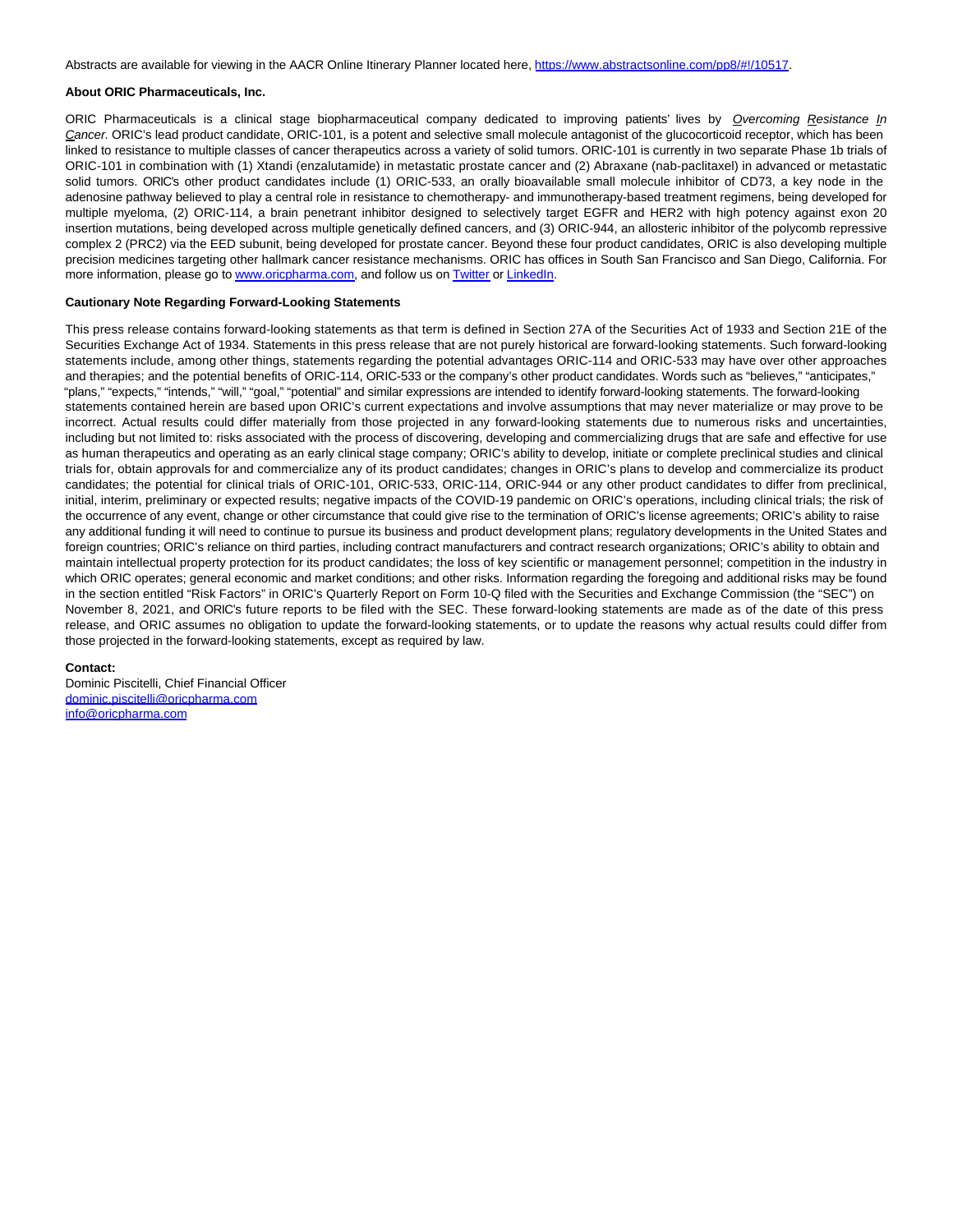Abstracts are available for viewing in the AACR Online Itinerary Planner located here, https://www.abstractsonline.com/pp8/#!/10517.

**About ORIC Pharmaceuticals, Inc.**

ORIC Pharmaceuticals is a clinical stage biopharmaceutical company dedicated to improving patients' lives by *Overcoming Resistance In Cancer*. ORIC's lead product candidate, ORIC-101, is a potent and selective small molecule antagonist of the glucocorticoid receptor, which has been linked to resistance to multiple classes of cancer therapeutics across a variety of solid tumors. ORIC-101 is currently in two separate Phase 1b trials of ORIC-101 in combination with (1) Xtandi (enzalutamide) in metastatic prostate cancer and (2) Abraxane (nab-paclitaxel) in advanced or metastatic solid tumors. ORIC's other product candidates include (1) ORIC-533, an orally bioavailable small molecule inhibitor of CD73, a key node in the adenosine pathway believed to play a central role in resistance to chemotherapy- and immunotherapy-based treatment regimens, being developed for multiple myeloma, (2) ORIC-114, a brain penetrant inhibitor designed to selectively target EGFR and HER2 with high potency against exon 20 insertion mutations, being developed across multiple genetically defined cancers, and (3) ORIC-944, an allosteric inhibitor of the polycomb repressive complex 2 (PRC2) via the EED subunit, being developed for prostate cancer. Beyond these four product candidates, ORIC is also developing multiple precision medicines targeting other hallmark cancer resistance mechanisms. ORIC has offices in South San Francisco and San Diego, California. For more information, please go to www.oricpharma.com, and follow us on Twitter or LinkedIn.

**Cautionary Note Regarding Forward-Looking Statements**

This press release contains forward-looking statements as that term is defined in Section 27A of the Securities Act of 1933 and Section 21E of the Securities Exchange Act of 1934. Statements in this press release that are not purely historical are forward-looking statements. Such forward-looking statements include, among other things, statements regarding the potential advantages ORIC-114 and ORIC-533 may have over other approaches and therapies; and the potential benefits of ORIC-114, ORIC-533 or the company's other product candidates. Words such as "believes," "anticipates," "plans," "expects," "intends," "will," "goal," "potential" and similar expressions are intended to identify forward-looking statements. The forward-looking statements contained herein are based upon ORIC's current expectations and involve assumptions that may never materialize or may prove to be incorrect. Actual results could differ materially from those projected in any forward-looking statements due to numerous risks and uncertainties, including but not limited to: risks associated with the process of discovering, developing and commercializing drugs that are safe and effective for use as human therapeutics and operating as an early clinical stage company; ORIC's ability to develop, initiate or complete preclinical studies and clinical trials for, obtain approvals for and commercialize any of its product candidates; changes in ORIC's plans to develop and commercialize its product candidates; the potential for clinical trials of ORIC-101, ORIC-533, ORIC-114, ORIC-944 or any other product candidates to differ from preclinical, initial, interim, preliminary or expected results; negative impacts of the COVID-19 pandemic on ORIC's operations, including clinical trials; the risk of the occurrence of any event, change or other circumstance that could give rise to the termination of ORIC's license agreements; ORIC's ability to raise any additional funding it will need to continue to pursue its business and product development plans; regulatory developments in the United States and foreign countries; ORIC's reliance on third parties, including contract manufacturers and contract research organizations; ORIC's ability to obtain and maintain intellectual property protection for its product candidates; the loss of key scientific or management personnel; competition in the industry in which ORIC operates; general economic and market conditions; and other risks. Information regarding the foregoing and additional risks may be found in the section entitled "Risk Factors" in ORIC's Quarterly Report on Form 10-Q filed with the Securities and Exchange Commission (the "SEC") on November 8, 2021, and ORIC's future reports to be filed with the SEC. These forward-looking statements are made as of the date of this press release, and ORIC assumes no obligation to update the forward-looking statements, or to update the reasons why actual results could differ from those projected in the forward-looking statements, except as required by law.

**Contact:**
Dominic Piscitelli, Chief Financial Officer
dominic.piscitelli@oricpharma.com
info@oricpharma.com